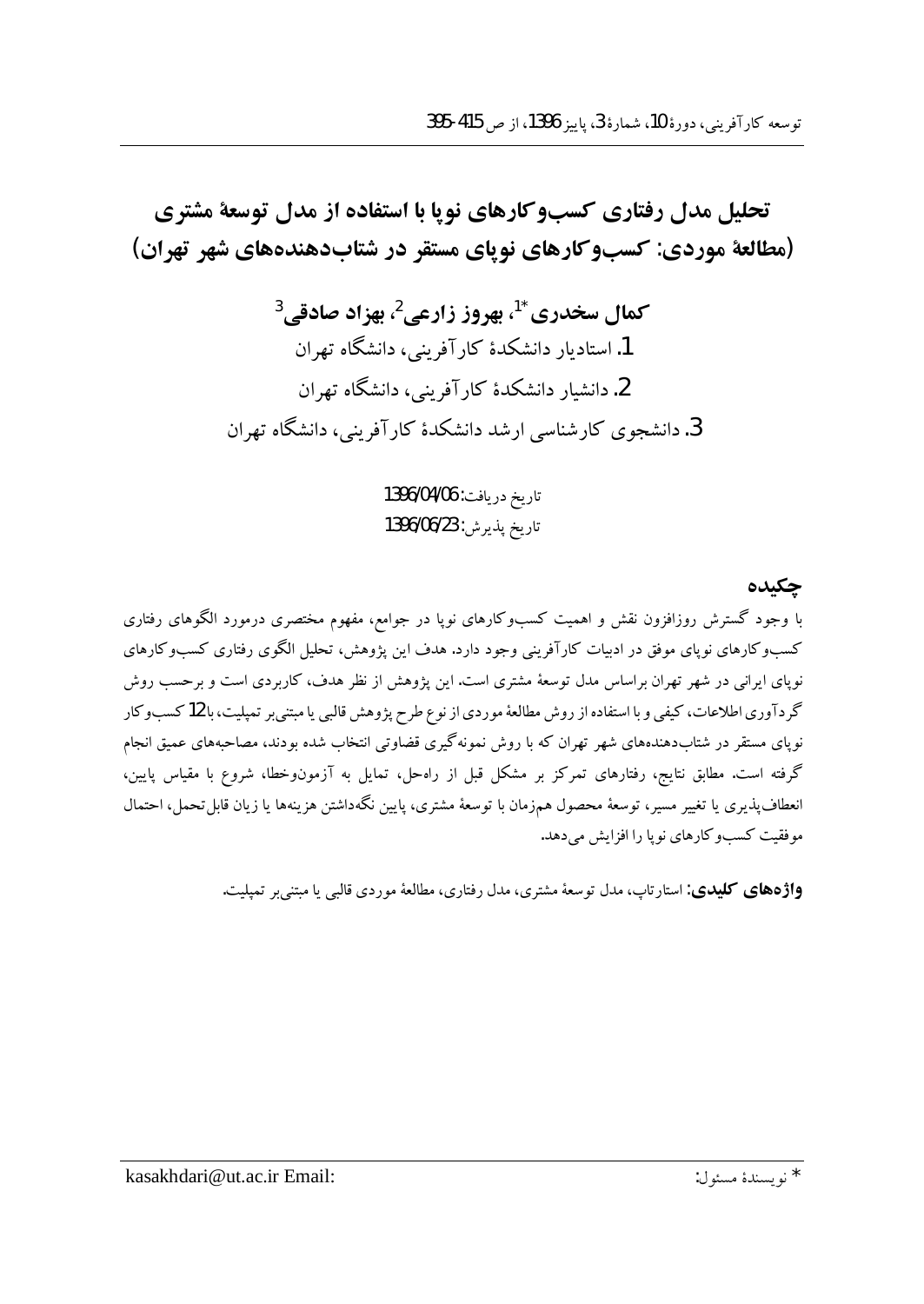# تحلیل مدل رفتاری کسب‌وکارهای نوپا با استفاده از مدل توسعهٔ مشتری (مطالعهٔ موردی: کسب‌وکارهای نوپای مستقر در شتاب‌دهنده‌های شهر تهران)

**کمال سخدری[1*]، بهروز زارعی[2]، بهزاد صادقی[3]**

1. استادیار دانشکدهٔ کارآفرینی، دانشگاه تهران
2. دانشیار دانشکدهٔ کارآفرینی، دانشگاه تهران
3. دانشجوی کارشناسی ارشد دانشکدهٔ کارآفرینی، دانشگاه تهران

تاریخ دریافت: 1396/04/06

تاریخ پذیرش: 1396/06/23

## چکیده

با وجود گسترش روزافزون نقش و اهمیت کسب‌وکارهای نوپا در جوامع، مفهوم مختصری درمورد الگوهای رفتاری کسب‌وکارهای نوپای موفق در ادبیات کارآفرینی وجود دارد. هدف این پژوهش، تحلیل الگوی رفتاری کسب‌وکارهای نوپای ایرانی در شهر تهران براساس مدل توسعهٔ مشتری است. این پژوهش از نظر هدف، کاربردی است و برحسب روش گردآوری اطلاعات، کیفی و با استفاده از روش مطالعهٔ موردی از نوع طرح پژوهش قالبی یا مبتنی‌بر تمپلیت، با 12 کسب‌وکار نوپای مستقر در شتاب‌دهنده‌های شهر تهران که با روش نمونه‌گیری قضاوتی انتخاب شده بودند، مصاحبه‌های عمیق انجام گرفته است. مطابق نتایج، رفتارهای تمرکز بر مشکل قبل از راه‌حل، تمایل به آزمون‌وخطا، شروع با مقیاس پایین، انعطاف‌پذیری یا تغییر مسیر، توسعهٔ محصول هم‌زمان با توسعهٔ مشتری، پایین نگه‌داشتن هزینه‌ها یا زیان قابل‌تحمل، احتمال موفقیت کسب‌وکارهای نوپا را افزایش می‌دهد.

**واژه‌های کلیدی:** استارتاپ، مدل توسعهٔ مشتری، مدل رفتاری، مطالعهٔ موردی قالبی یا مبتنی‌بر تمپلیت.

---

* نویسندهٔ مسئول: Email: kasakhdari@ut.ac.ir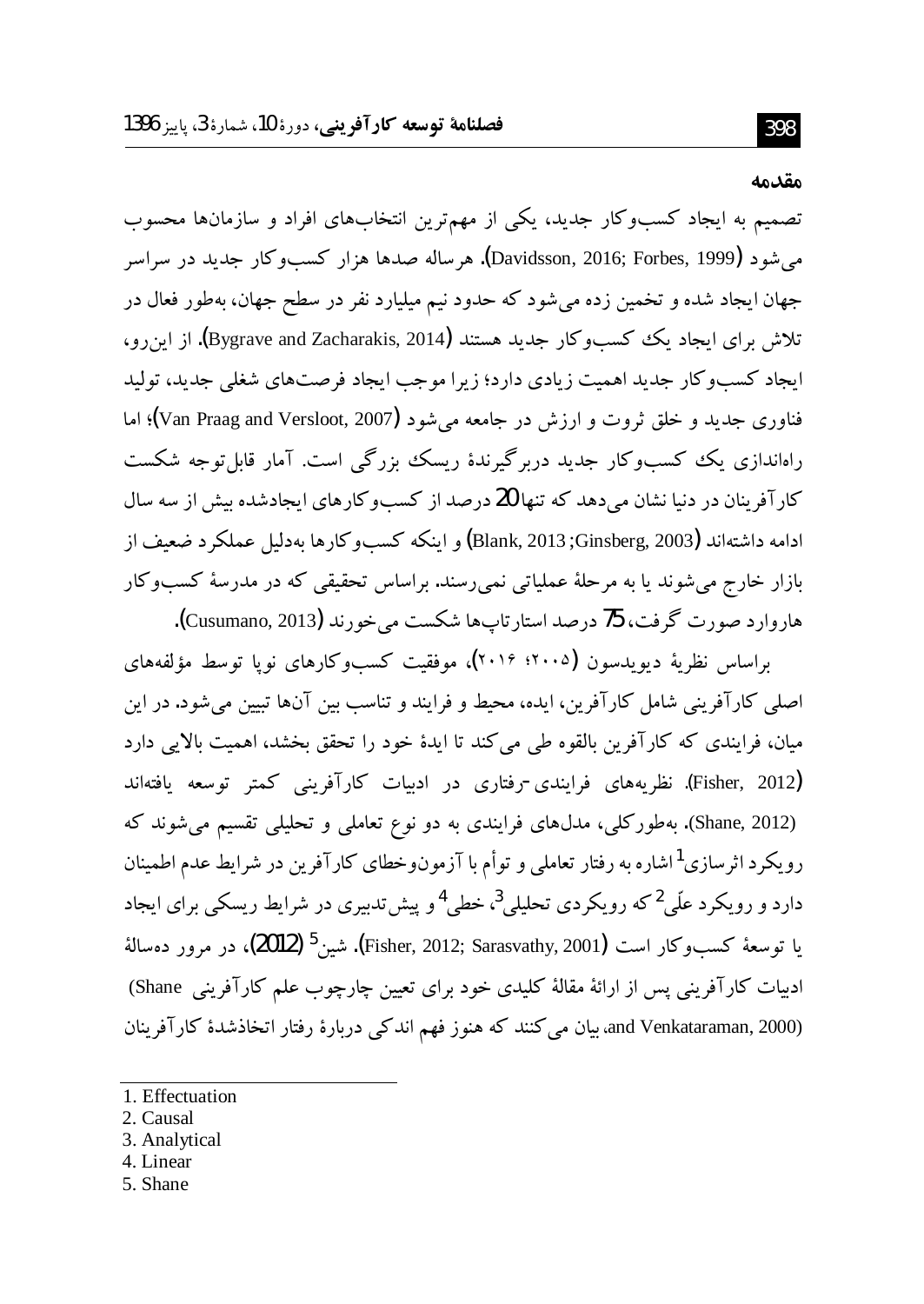## مقدمه

تصمیم به ایجاد کسب‌وکار جدید، یکی از مهم‌ترین انتخاب‌های افراد و سازمان‌ها محسوب می‌شود (Davidsson, 2016; Forbes, 1999). هرساله صدها هزار کسب‌وکار جدید در سراسر جهان ایجاد شده و تخمین زده می‌شود که حدود نیم میلیارد نفر در سطح جهان، به‌طور فعال در تلاش برای ایجاد یک کسب‌وکار جدید هستند (Bygrave and Zacharakis, 2014). از این‌رو، ایجاد کسب‌وکار جدید اهمیت زیادی دارد؛ زیرا موجب ایجاد فرصت‌های شغلی جدید، تولید فناوری جدید و خلق ثروت و ارزش در جامعه می‌شود (Van Praag and Versloot, 2007)؛ اما راه‌اندازی یک کسب‌وکار جدید دربرگیرندهٔ ریسک بزرگی است. آمار قابل‌توجه شکست کارآفرینان در دنیا نشان می‌دهد که تنها 20 درصد از کسب‌وکارهای ایجادشده بیش از سه سال ادامه داشته‌اند (Blank, 2013; Ginsberg, 2003) و اینکه کسب‌وکارها به‌دلیل عملکرد ضعیف از بازار خارج می‌شوند یا به مرحلهٔ عملیاتی نمی‌رسند. براساس تحقیقی که در مدرسهٔ کسب‌وکار هاروارد صورت گرفت، 75 درصد استارتاپ‌ها شکست می‌خورند (Cusumano, 2013).

براساس نظریهٔ دیویدسون (۲۰۰۵؛ ۲۰۱۶)، موفقیت کسب‌وکارهای نوپا توسط مؤلفه‌های اصلی کارآفرینی شامل کارآفرین، ایده، محیط و فرایند و تناسب بین آن‌ها تبیین می‌شود. در این میان، فرایندی که کارآفرین بالقوه طی می‌کند تا ایدهٔ خود را تحقق بخشد، اهمیت بالایی دارد (Fisher, 2012). نظریه‌های فرایندی-رفتاری در ادبیات کارآفرینی کمتر توسعه یافته‌اند (Shane, 2012). به‌طورکلی، مدل‌های فرایندی به دو نوع تعاملی و تحلیلی تقسیم می‌شوند که رویکرد اثرسازی[1] اشاره به رفتار تعاملی و توأم با آزمون‌وخطای کارآفرین در شرایط عدم اطمینان دارد و رویکرد علّی[2] که رویکردی تحلیلی[3]، خطی[4] و پیش‌تدبیری در شرایط ریسکی برای ایجاد یا توسعهٔ کسب‌وکار است (Fisher, 2012; Sarasvathy, 2001). شین[5] (2012)، در مرور ده‌سالهٔ ادبیات کارآفرینی پس از ارائهٔ مقالهٔ کلیدی خود برای تعیین چارچوب علم کارآفرینی (Shane and Venkataraman, 2000)، بیان می‌کنند که هنوز فهم اندکی دربارهٔ رفتار اتخاذشدهٔ کارآفرینان

---

1. Effectuation
2. Causal
3. Analytical
4. Linear
5. Shane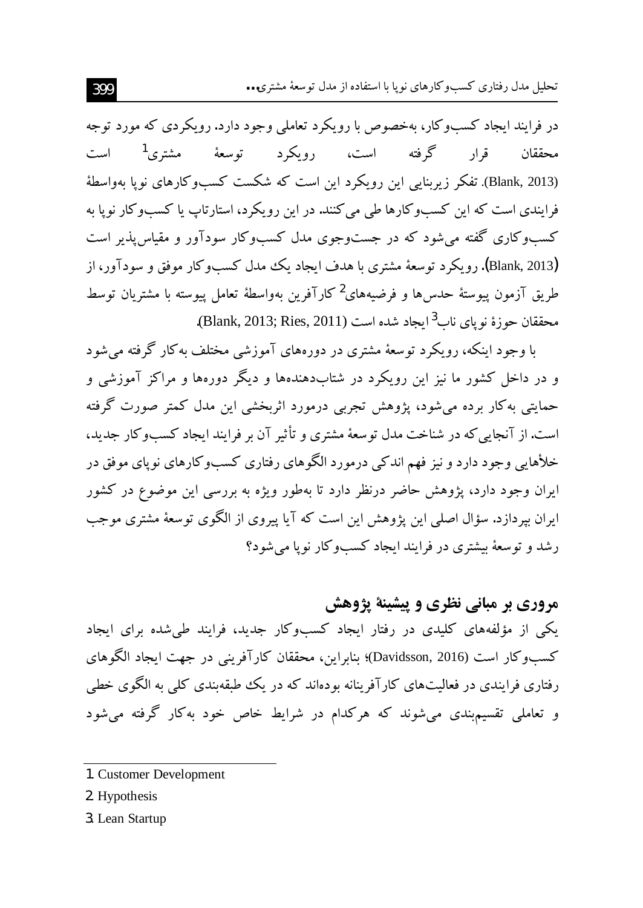در فرایند ایجاد کسب‌وکار، به‌خصوص با رویکرد تعاملی وجود دارد. رویکردی که مورد توجه محققان قرار گرفته است، رویکرد توسعهٔ مشتری[1] است (Blank, 2013). تفکر زیربنایی این رویکرد این است که شکست کسب‌وکارهای نوپا به‌واسطهٔ فرایندی است که این کسب‌وکارها طی می‌کنند. در این رویکرد، استارتاپ یا کسب‌وکار نوپا به کسب‌وکاری گفته می‌شود که در جست‌وجوی مدل کسب‌وکار سودآور و مقیاس‌پذیر است (Blank, 2013). رویکرد توسعهٔ مشتری با هدف ایجاد یک مدل کسب‌وکار موفق و سودآور، از طریق آزمون پیوستهٔ حدس‌ها و فرضیه‌های[2] کارآفرین به‌واسطهٔ تعامل پیوسته با مشتریان توسط محققان حوزهٔ نوپای ناب[3] ایجاد شده است (Blank, 2013; Ries, 2011).

با وجود اینکه، رویکرد توسعهٔ مشتری در دوره‌های آموزشی مختلف به‌کار گرفته می‌شود و در داخل کشور ما نیز این رویکرد در شتاب‌دهنده‌ها و دیگر دوره‌ها و مراکز آموزشی و حمایتی به‌کار برده می‌شود، پژوهش تجربی درمورد اثربخشی این مدل کمتر صورت گرفته است. از آنجایی‌که در شناخت مدل توسعهٔ مشتری و تأثیر آن بر فرایند ایجاد کسب‌وکار جدید، خلأهایی وجود دارد و نیز فهم اندکی درمورد الگوهای رفتاری کسب‌وکارهای نوپای موفق در ایران وجود دارد، پژوهش حاضر درنظر دارد تا به‌طور ویژه به بررسی این موضوع در کشور ایران بپردازد. سؤال اصلی این پژوهش این است که آیا پیروی از الگوی توسعهٔ مشتری موجب رشد و توسعهٔ بیشتری در فرایند ایجاد کسب‌وکار نوپا می‌شود؟

## مروری بر مبانی نظری و پیشینهٔ پژوهش

یکی از مؤلفه‌های کلیدی در رفتار ایجاد کسب‌وکار جدید، فرایند طی‌شده برای ایجاد کسب‌وکار است (Davidsson, 2016)؛ بنابراین، محققان کارآفرینی در جهت ایجاد الگوهای رفتاری فرایندی در فعالیت‌های کارآفرینانه بوده‌اند که در یک طبقه‌بندی کلی به الگوی خطی و تعاملی تقسیم‌بندی می‌شوند که هرکدام در شرایط خاص خود به‌کار گرفته می‌شود

---

1. Customer Development
2. Hypothesis
3. Lean Startup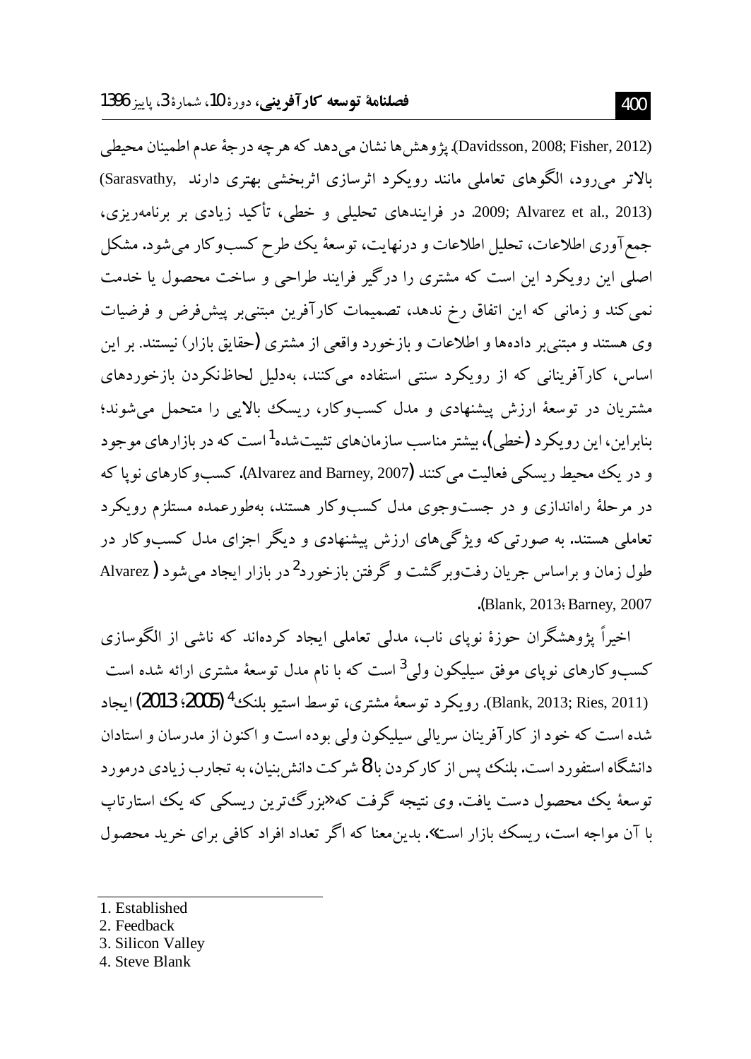(Davidsson, 2008; Fisher, 2012). پژوهش‌ها نشان می‌دهد که هرچه درجهٔ عدم اطمینان محیطی بالاتر می‌رود، الگوهای تعاملی مانند رویکرد اثرسازی اثربخشی بهتری دارند (Sarasvathy, 2009; Alvarez et al., 2013). در فرایندهای تحلیلی و خطی، تأکید زیادی بر برنامه‌ریزی، جمع‌آوری اطلاعات، تحلیل اطلاعات و درنهایت، توسعهٔ یک طرح کسب‌وکار می‌شود. مشکل اصلی این رویکرد این است که مشتری را درگیر فرایند طراحی و ساخت محصول یا خدمت نمی‌کند و زمانی که این اتفاق رخ ندهد، تصمیمات کارآفرین مبتنی‌بر پیش‌فرض و فرضیات وی هستند و مبتنی‌بر داده‌ها و اطلاعات و بازخورد واقعی از مشتری (حقایق بازار) نیستند. بر این اساس، کارآفرینانی که از رویکرد سنتی استفاده می‌کنند، به‌دلیل لحاظ‌نکردن بازخوردهای مشتریان در توسعهٔ ارزش پیشنهادی و مدل کسب‌وکار، ریسک بالایی را متحمل می‌شوند؛ بنابراین، این رویکرد (خطی)، بیشتر مناسب سازمان‌های تثبیت‌شده[1] است که در بازارهای موجود و در یک محیط ریسکی فعالیت می‌کنند (Alvarez and Barney, 2007). کسب‌وکارهای نوپا که در مرحلهٔ راه‌اندازی و در جست‌وجوی مدل کسب‌وکار هستند، به‌طورعمده مستلزم رویکرد تعاملی هستند. به صورتی‌که ویژگی‌های ارزش پیشنهادی و دیگر اجزای مدل کسب‌وکار در طول زمان و براساس جریان رفت‌وبرگشت و گرفتن بازخورد[2] در بازار ایجاد می‌شود (Alvarez Blank, 2013؛ Barney, 2007).

اخیراً پژوهشگران حوزهٔ نوپای ناب، مدلی تعاملی ایجاد کرده‌اند که ناشی از الگوسازی کسب‌وکارهای نوپای موفق سیلیکون ولی[3] است که با نام مدل توسعهٔ مشتری ارائه شده است (Blank, 2013; Ries, 2011). رویکرد توسعهٔ مشتری، توسط استیو بلنک[4] (2005؛ 2013) ایجاد شده است که خود از کارآفرینان سریالی سیلیکون ولی بوده است و اکنون از مدرسان و استادان دانشگاه استفورد است. بلنک پس از کارکردن با 8 شرکت دانش‌بنیان، به تجارب زیادی درمورد توسعهٔ یک محصول دست یافت. وی نتیجه گرفت که «بزرگ‌ترین ریسکی که یک استارتاپ با آن مواجه است، ریسک بازار است». بدین‌معنا که اگر تعداد افراد کافی برای خرید محصول

---

1. Established
2. Feedback
3. Silicon Valley
4. Steve Blank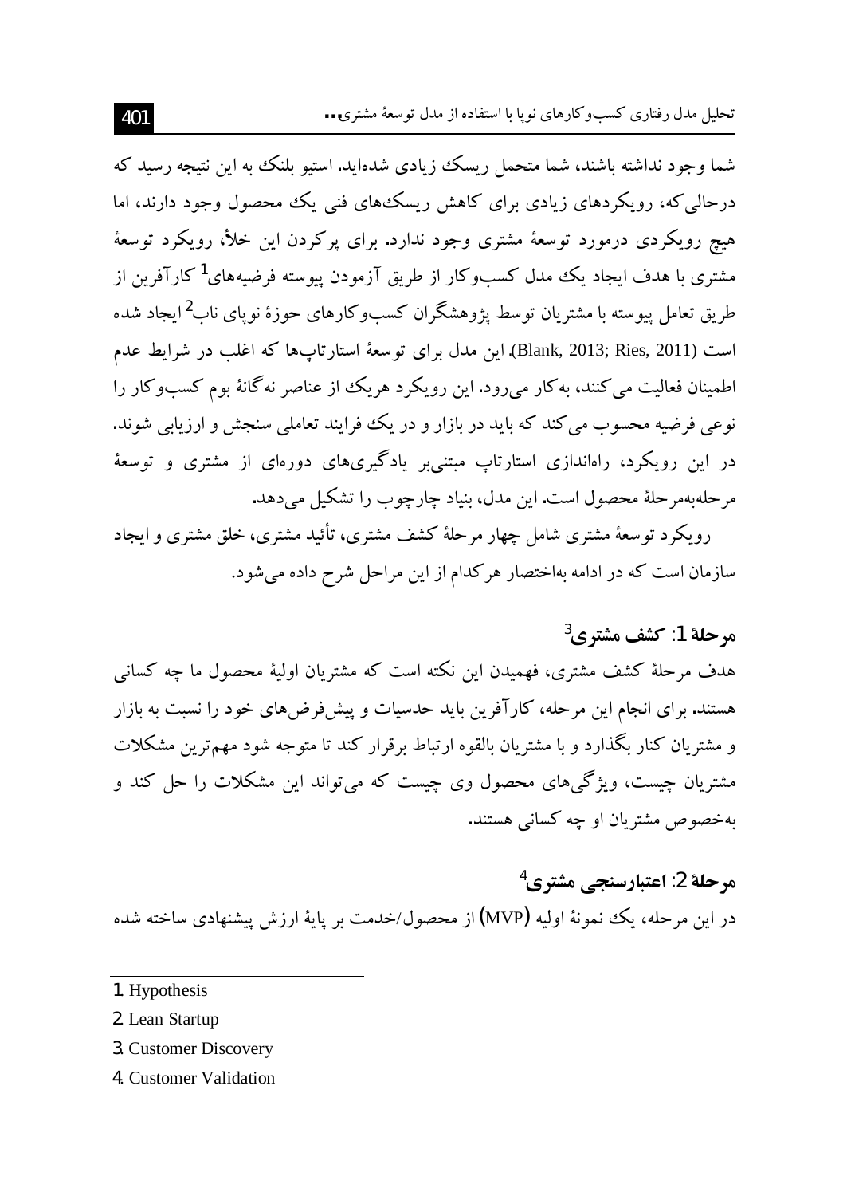شما وجود نداشته باشند، شما متحمل ریسک زیادی شده‌اید. استیو بلنک به این نتیجه رسید که درحالی‌که، رویکردهای زیادی برای کاهش ریسک‌های فنی یک محصول وجود دارند، اما هیچ رویکردی درمورد توسعهٔ مشتری وجود ندارد. برای پرکردن این خلأ، رویکرد توسعهٔ مشتری با هدف ایجاد یک مدل کسب‌وکار از طریق آزمودن پیوسته فرضیه‌های[1] کارآفرین از طریق تعامل پیوسته با مشتریان توسط پژوهشگران کسب‌وکارهای حوزهٔ نوپای ناب[2] ایجاد شده است (Blank, 2013; Ries, 2011). این مدل برای توسعهٔ استارتاپ‌ها که اغلب در شرایط عدم اطمینان فعالیت می‌کنند، به‌کار می‌رود. این رویکرد هریک از عناصر نه‌گانهٔ بوم کسب‌وکار را نوعی فرضیه محسوب می‌کند که باید در بازار و در یک فرایند تعاملی سنجش و ارزیابی شوند. در این رویکرد، راه‌اندازی استارتاپ مبتنی‌بر یادگیری‌های دوره‌ای از مشتری و توسعهٔ مرحله‌به‌مرحلهٔ محصول است. این مدل، بنیاد چارچوب را تشکیل می‌دهد.

رویکرد توسعهٔ مشتری شامل چهار مرحلهٔ کشف مشتری، تأئید مشتری، خلق مشتری و ایجاد سازمان است که در ادامه به‌اختصار هرکدام از این مراحل شرح داده می‌شود.

### مرحلهٔ 1: کشف مشتری[3]

هدف مرحلهٔ کشف مشتری، فهمیدن این نکته است که مشتریان اولیهٔ محصول ما چه کسانی هستند. برای انجام این مرحله، کارآفرین باید حدسیات و پیش‌فرض‌های خود را نسبت به بازار و مشتریان کنار بگذارد و با مشتریان بالقوه ارتباط برقرار کند تا متوجه شود مهم‌ترین مشکلات مشتریان چیست، ویژگی‌های محصول وی چیست که می‌تواند این مشکلات را حل کند و به‌خصوص مشتریان او چه کسانی هستند.

### مرحلهٔ 2: اعتبارسنجی مشتری[4]

در این مرحله، یک نمونهٔ اولیه (MVP) از محصول/خدمت بر پایهٔ ارزش پیشنهادی ساخته شده

---

1. Hypothesis
2. Lean Startup
3. Customer Discovery
4. Customer Validation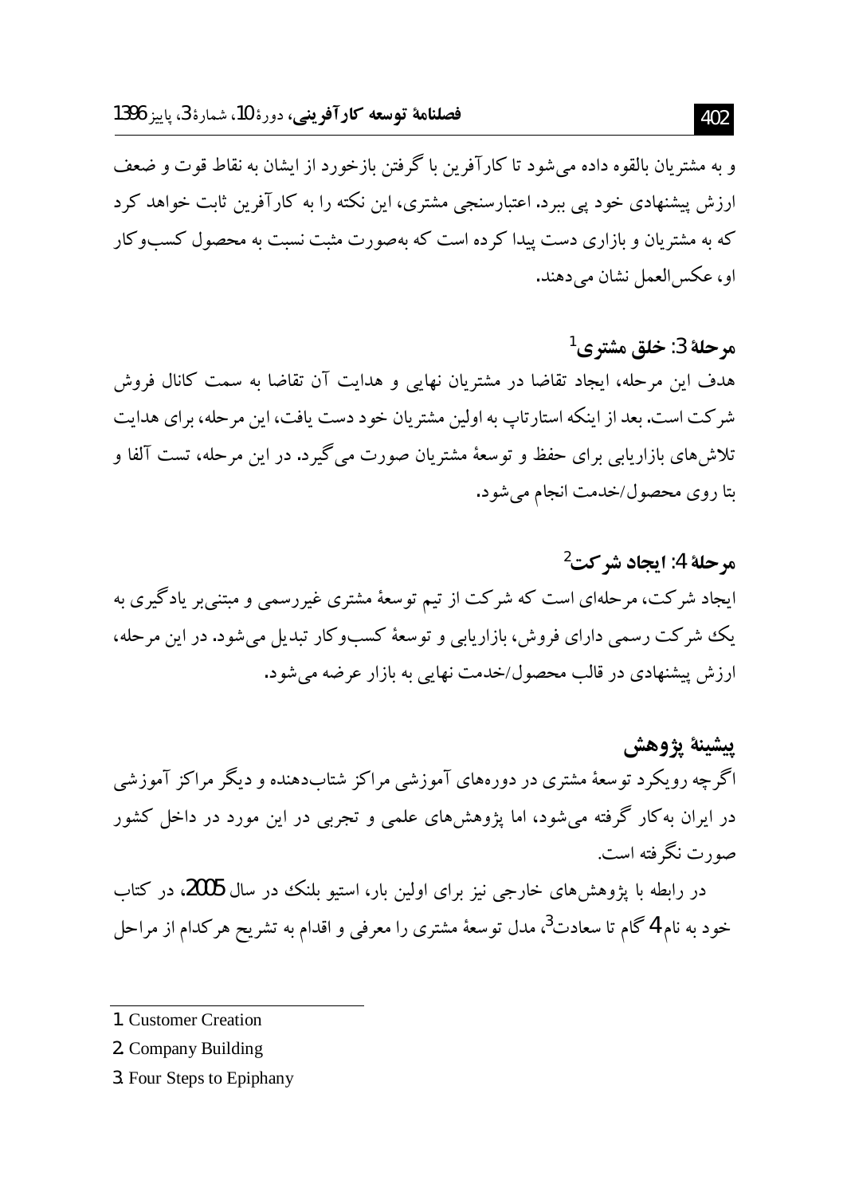و به مشتریان بالقوه داده می‌شود تا کارآفرین با گرفتن بازخورد از ایشان به نقاط قوت و ضعف ارزش پیشنهادی خود پی ببرد. اعتبارسنجی مشتری، این نکته را به کارآفرین ثابت خواهد کرد که به مشتریان و بازاری دست پیدا کرده است که به‌صورت مثبت نسبت به محصول کسب‌وکار او، عکس‌العمل نشان می‌دهند.

### مرحلهٔ 3: خلق مشتری[1]

هدف این مرحله، ایجاد تقاضا در مشتریان نهایی و هدایت آن تقاضا به سمت کانال فروش شرکت است. بعد از اینکه استارتاپ به اولین مشتریان خود دست یافت، این مرحله، برای هدایت تلاش‌های بازاریابی برای حفظ و توسعهٔ مشتریان صورت می‌گیرد. در این مرحله، تست آلفا و بتا روی محصول/خدمت انجام می‌شود.

### مرحلهٔ 4: ایجاد شرکت[2]

ایجاد شرکت، مرحله‌ای است که شرکت از تیم توسعهٔ مشتری غیررسمی و مبتنی‌بر یادگیری به یک شرکت رسمی دارای فروش، بازاریابی و توسعهٔ کسب‌وکار تبدیل می‌شود. در این مرحله، ارزش پیشنهادی در قالب محصول/خدمت نهایی به بازار عرضه می‌شود.

## پیشینهٔ پژوهش

اگرچه رویکرد توسعهٔ مشتری در دوره‌های آموزشی مراکز شتاب‌دهنده و دیگر مراکز آموزشی در ایران به‌کار گرفته می‌شود، اما پژوهش‌های علمی و تجربی در این مورد در داخل کشور صورت نگرفته است.

در رابطه با پژوهش‌های خارجی نیز برای اولین بار، استیو بلنک در سال 2005، در کتاب خود به نام 4 گام تا سعادت[3]، مدل توسعهٔ مشتری را معرفی و اقدام به تشریح هرکدام از مراحل

---

1. Customer Creation
2. Company Building
3. Four Steps to Epiphany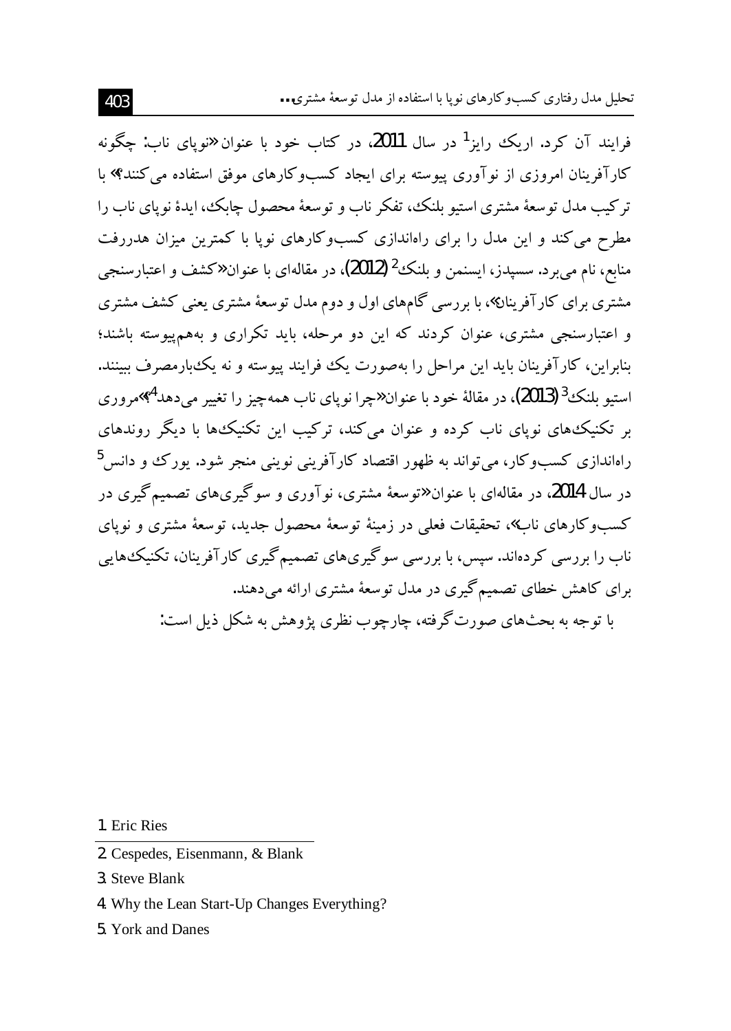فرایند آن کرد. اریک رایز[1] در سال 2011، در کتاب خود با عنوان «نوپای ناب: چگونه کارآفرینان امروزی از نوآوری پیوسته برای ایجاد کسب‌وکارهای موفق استفاده می‌کنند؟» با ترکیب مدل توسعهٔ مشتری استیو بلنک، تفکر ناب و توسعهٔ محصول چابک، ایدهٔ نوپای ناب را مطرح می‌کند و این مدل را برای راه‌اندازی کسب‌وکارهای نوپا با کمترین میزان هدررفت منابع، نام می‌برد. سسپدز، ایسنمن و بلنک[2] (2012)، در مقاله‌ای با عنوان «کشف و اعتبارسنجی مشتری برای کارآفرینان»، با بررسی گام‌های اول و دوم مدل توسعهٔ مشتری یعنی کشف مشتری و اعتبارسنجی مشتری، عنوان کردند که این دو مرحله، باید تکراری و به‌هم‌پیوسته باشند؛ بنابراین، کارآفرینان باید این مراحل را به‌صورت یک فرایند پیوسته و نه یک‌بارمصرف ببینند. استیو بلنک[3] (2013)، در مقالهٔ خود با عنوان «چرا نوپای ناب همه‌چیز را تغییر می‌دهد[4]؟» مروری بر تکنیک‌های نوپای ناب کرده و عنوان می‌کند، ترکیب این تکنیک‌ها با دیگر روندهای راه‌اندازی کسب‌وکار، می‌تواند به ظهور اقتصاد کارآفرینی نوینی منجر شود. یورک و دانس[5] در سال 2014، در مقاله‌ای با عنوان «توسعهٔ مشتری، نوآوری و سوگیری‌های تصمیم‌گیری در کسب‌وکارهای ناب»، تحقیقات فعلی در زمینهٔ توسعهٔ محصول جدید، توسعهٔ مشتری و نوپای ناب را بررسی کرده‌اند. سپس، با بررسی سوگیری‌های تصمیم‌گیری کارآفرینان، تکنیک‌هایی برای کاهش خطای تصمیم‌گیری در مدل توسعهٔ مشتری ارائه می‌دهند.

با توجه به بحث‌های صورت‌گرفته، چارچوب نظری پژوهش به شکل ذیل است:

---

1. Eric Ries
2. Cespedes, Eisenmann, & Blank
3. Steve Blank
4. Why the Lean Start-Up Changes Everything?
5. York and Danes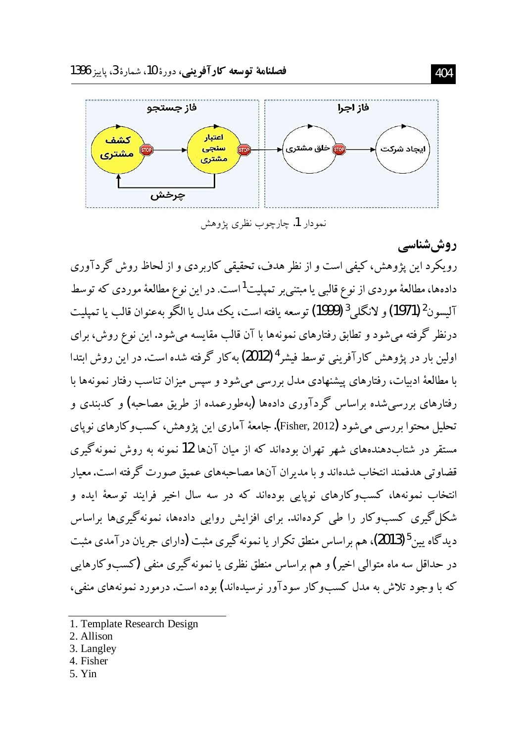فاز جستجو | فاز اجرا

کشف مشتری ← اعتبار سنجی مشتری ← خلق مشتری ← ایجاد شرکت

چرخش

نمودار 1. چارچوب نظری پژوهش

## روش‌شناسی

رویکرد این پژوهش، کیفی است و از نظر هدف، تحقیقی کاربردی و از لحاظ روش گردآوری داده‌ها، مطالعهٔ موردی از نوع قالبی یا مبتنی‌بر تمپلیت[1] است. در این نوع مطالعهٔ موردی که توسط آلیسون[2] (1971) و لانگلی[3] (1999) توسعه یافته است، یک مدل یا الگو به‌عنوان قالب یا تمپلیت درنظر گرفته می‌شود و تطابق رفتارهای نمونه‌ها با آن قالب مقایسه می‌شود. این نوع روش، برای اولین بار در پژوهش کارآفرینی توسط فیشر[4] (2012) به‌کار گرفته شده است. در این روش ابتدا با مطالعهٔ ادبیات، رفتارهای پیشنهادی مدل بررسی می‌شود و سپس میزان تناسب رفتار نمونه‌ها با رفتارهای بررسی‌شده براساس گردآوری داده‌ها (به‌طورعمده از طریق مصاحبه) و کدبندی و تحلیل محتوا بررسی می‌شود (Fisher, 2012). جامعهٔ آماری این پژوهش، کسب‌وکارهای نوپای مستقر در شتاب‌دهنده‌های شهر تهران بوده‌اند که از میان آن‌ها 12 نمونه به روش نمونه‌گیری قضاوتی هدفمند انتخاب شده‌اند و با مدیران آن‌ها مصاحبه‌های عمیق صورت گرفته است. معیار انتخاب نمونه‌ها، کسب‌وکارهای نوپایی بوده‌اند که در سه سال اخیر فرایند توسعهٔ ایده و شکل‌گیری کسب‌وکار را طی کرده‌اند. برای افزایش روایی داده‌ها، نمونه‌گیری‌ها براساس دیدگاه یین[5] (2013)، هم براساس منطق تکرار یا نمونه‌گیری مثبت (دارای جریان درآمدی مثبت در حداقل سه ماه متوالی اخیر) و هم براساس منطق نظری یا نمونه‌گیری منفی (کسب‌وکارهایی که با وجود تلاش به مدل کسب‌وکار سودآور نرسیده‌اند) بوده است. درمورد نمونه‌های منفی،

---

1. Template Research Design
2. Allison
3. Langley
4. Fisher
5. Yin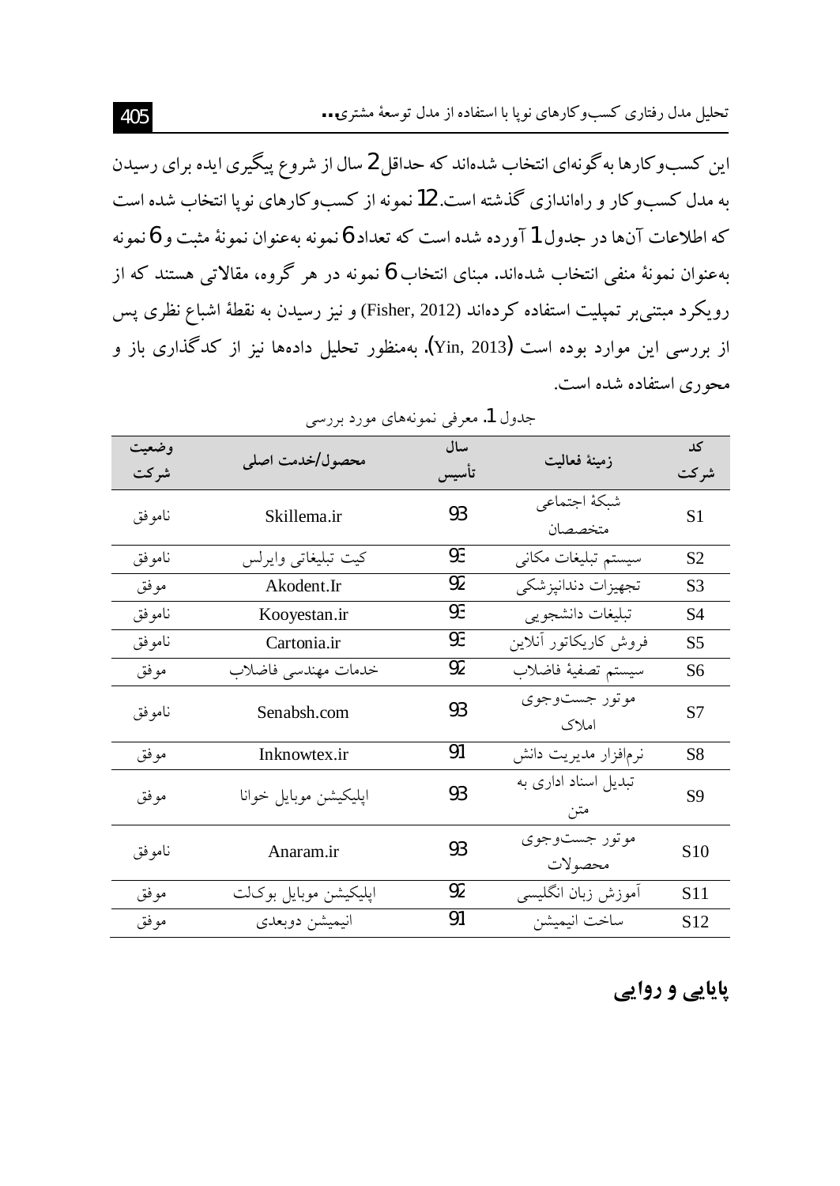این کسب‌وکارها به‌گونه‌ای انتخاب شده‌اند که حداقل 2 سال از شروع پیگیری ایده برای رسیدن به مدل کسب‌وکار و راه‌اندازی گذشته است. 12 نمونه از کسب‌وکارهای نوپا انتخاب شده است که اطلاعات آن‌ها در جدول 1 آورده شده است که تعداد 6 نمونه به‌عنوان نمونهٔ مثبت و 6 نمونه به‌عنوان نمونهٔ منفی انتخاب شده‌اند. مبنای انتخاب 6 نمونه در هر گروه، مقالاتی هستند که از رویکرد مبتنی‌بر تمپلیت استفاده کرده‌اند (Fisher, 2012) و نیز رسیدن به نقطهٔ اشباع نظری پس از بررسی این موارد بوده است (Yin, 2013). به‌منظور تحلیل داده‌ها نیز از کدگذاری باز و محوری استفاده شده است.

جدول 1. معرفی نمونه‌های مورد بررسی

| کد شرکت | زمینهٔ فعالیت | سال تأسیس | محصول/خدمت اصلی | وضعیت شرکت |
|---|---|---|---|---|
| S1 | شبکهٔ اجتماعی متخصصان | 93 | Skillema.ir | ناموفق |
| S2 | سیستم تبلیغات مکانی | 93 | کیت تبلیغاتی وایرلس | ناموفق |
| S3 | تجهیزات دندانپزشکی | 92 | Akodent.Ir | موفق |
| S4 | تبلیغات دانشجویی | 93 | Kooyestan.ir | ناموفق |
| S5 | فروش کاریکاتور آنلاین | 93 | Cartonia.ir | ناموفق |
| S6 | سیستم تصفیهٔ فاضلاب | 92 | خدمات مهندسی فاضلاب | موفق |
| S7 | موتور جست‌وجوی املاک | 93 | Senabsh.com | ناموفق |
| S8 | نرم‌افزار مدیریت دانش | 91 | Inknowtex.ir | موفق |
| S9 | تبدیل اسناد اداری به متن | 93 | اپلیکیشن موبایل خوانا | موفق |
| S10 | موتور جست‌وجوی محصولات | 93 | Anaram.ir | ناموفق |
| S11 | آموزش زبان انگلیسی | 92 | اپلیکیشن موبایل بوکلت | موفق |
| S12 | ساخت انیمیشن | 91 | انیمیشن دوبعدی | موفق |

## پایایی و روایی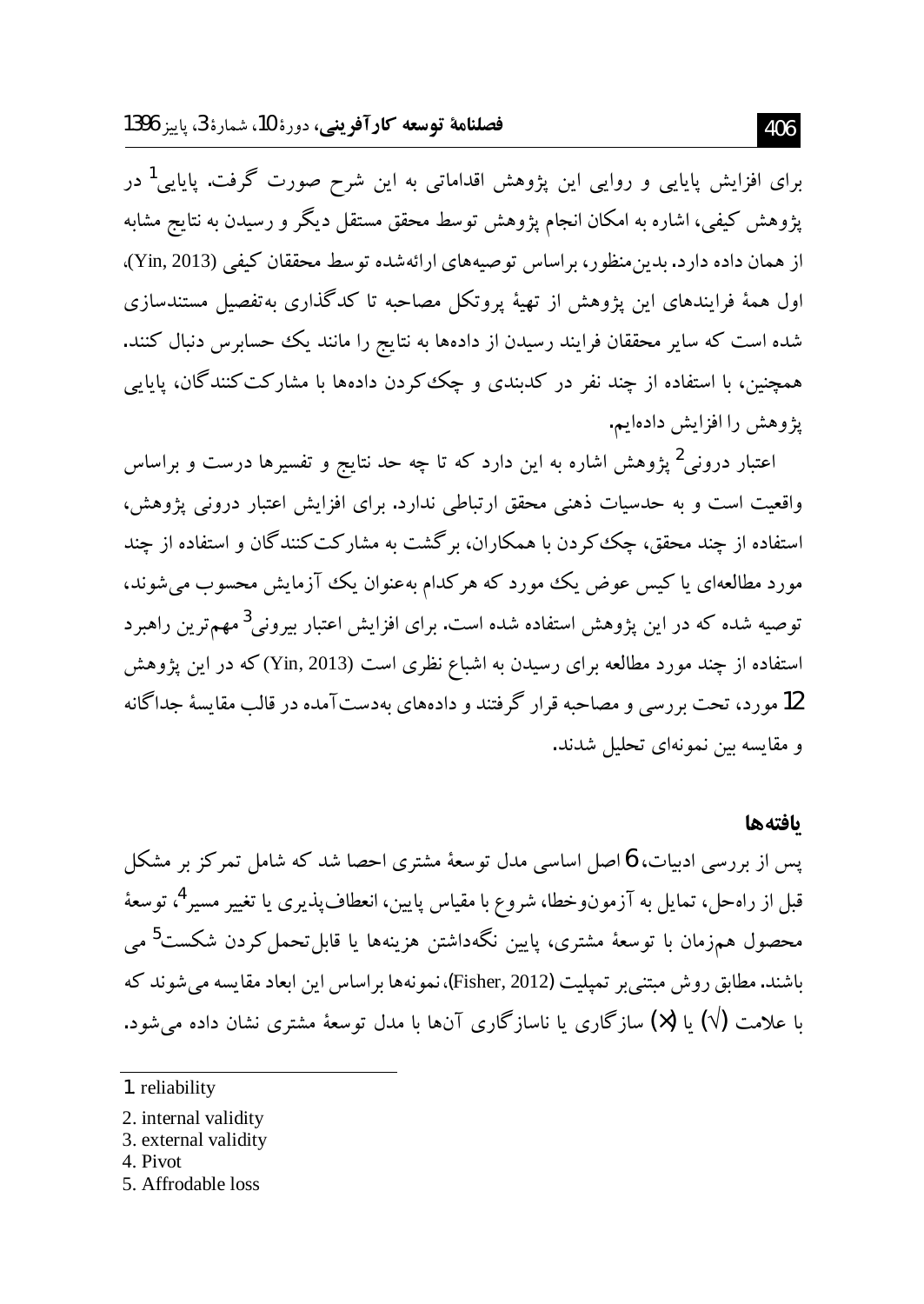برای افزایش پایایی و روایی این پژوهش اقداماتی به این شرح صورت گرفت. پایایی[1] در پژوهش کیفی، اشاره به امکان انجام پژوهش توسط محقق مستقل دیگر و رسیدن به نتایج مشابه از همان داده دارد. بدین‌منظور، براساس توصیه‌های ارائه‌شده توسط محققان کیفی (Yin, 2013)، اول همهٔ فرایندهای این پژوهش از تهیهٔ پروتکل مصاحبه تا کدگذاری به‌تفصیل مستندسازی شده است که سایر محققان فرایند رسیدن از داده‌ها به نتایج را مانند یک حسابرس دنبال کنند. همچنین، با استفاده از چند نفر در کدبندی و چک‌کردن داده‌ها با مشارکت‌کنندگان، پایایی پژوهش را افزایش داده‌ایم.

اعتبار درونی[2] پژوهش اشاره به این دارد که تا چه حد نتایج و تفسیرها درست و براساس واقعیت است و به حدسیات ذهنی محقق ارتباطی ندارد. برای افزایش اعتبار درونی پژوهش، استفاده از چند محقق، چک‌کردن با همکاران، برگشت به مشارکت‌کنندگان و استفاده از چند مورد مطالعه‌ای یا کیس عوض یک مورد که هرکدام به‌عنوان یک آزمایش محسوب می‌شوند، توصیه شده که در این پژوهش استفاده شده است. برای افزایش اعتبار بیرونی[3] مهم‌ترین راهبرد استفاده از چند مورد مطالعه برای رسیدن به اشباع نظری است (Yin, 2013) که در این پژوهش 12 مورد، تحت بررسی و مصاحبه قرار گرفتند و داده‌های به‌دست‌آمده در قالب مقایسهٔ جداگانه و مقایسه بین نمونه‌ای تحلیل شدند.

## یافته‌ها

پس از بررسی ادبیات، 6 اصل اساسی مدل توسعهٔ مشتری احصا شد که شامل تمرکز بر مشکل قبل از راه‌حل، تمایل به آزمون‌وخطا، شروع با مقیاس پایین، انعطاف‌پذیری یا تغییر مسیر[4]، توسعهٔ محصول هم‌زمان با توسعهٔ مشتری، پایین نگه‌داشتن هزینه‌ها یا قابل‌تحمل‌کردن شکست[5] می باشند. مطابق روش مبتنی‌بر تمپلیت (Fisher, 2012)، نمونه‌ها براساس این ابعاد مقایسه می‌شوند که با علامت (√) یا (X) سازگاری یا ناسازگاری آن‌ها با مدل توسعهٔ مشتری نشان داده می‌شود.

---

1. reliability
2. internal validity
3. external validity
4. Pivot
5. Affrodable loss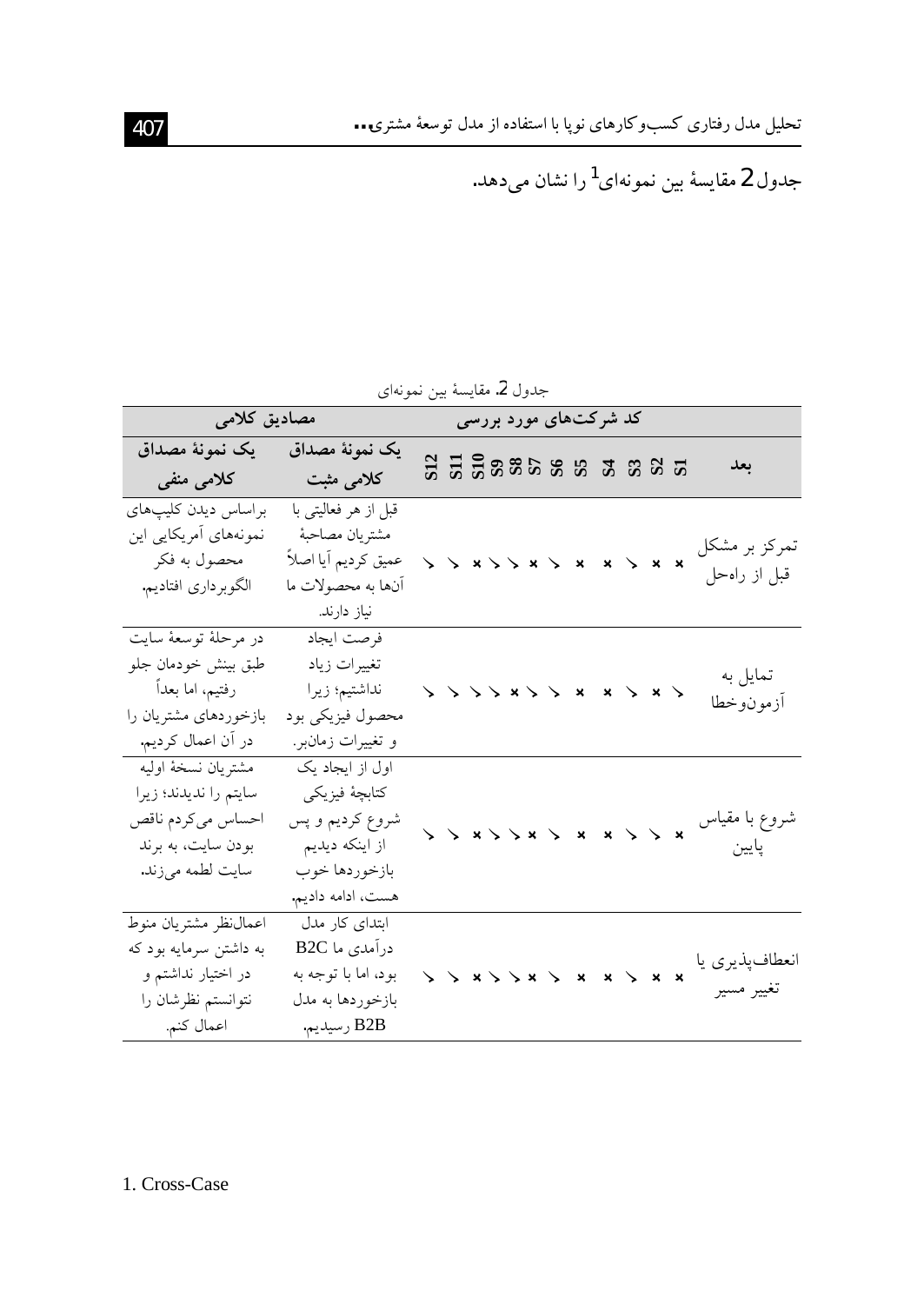جدول 2 مقایسهٔ بین نمونه‌ای[1] را نشان می‌دهد.

جدول 2. مقایسهٔ بین نمونه‌ای

| بعد | کد شرکت‌های مورد بررسی | | | | | | | | | | | | مصادیق کلامی | |
|---|---|---|---|---|---|---|---|---|---|---|---|---|---|---|
| | S1 | S2 | S3 | S4 | S5 | S6 | S7 | S8 | S9 | S10 | S11 | S12 | یک نمونهٔ مصداق کلامی مثبت | یک نمونهٔ مصداق کلامی منفی |
| تمرکز بر مشکل قبل از راه‌حل | × | × | ✓ | × | × | ✓ | × | ✓ | ✓ | × | ✓ | ✓ | قبل از هر فعالیتی با مشتریان مصاحبهٔ عمیق کردیم آیا اصلاً آن‌ها به محصولات ما نیاز دارند. | براساس دیدن کلیپ‌های نمونه‌های آمریکایی این محصول به فکر الگوبرداری افتادیم. |
| تمایل به آزمون‌وخطا | ✓ | × | ✓ | × | × | ✓ | ✓ | × | ✓ | ✓ | ✓ | ✓ | فرصت ایجاد تغییرات زیاد نداشتیم؛ زیرا محصول فیزیکی بود و تغییرات زمان‌بر. | در مرحلهٔ توسعهٔ سایت طبق بینش خودمان جلو رفتیم، اما بعداً بازخوردهای مشتریان را در آن اعمال کردیم. |
| شروع با مقیاس پایین | × | ✓ | ✓ | × | × | ✓ | × | ✓ | ✓ | × | ✓ | ✓ | اول از ایجاد یک کتابچهٔ فیزیکی شروع کردیم و پس از اینکه دیدیم بازخوردها خوب هست، ادامه دادیم. | مشتریان نسخهٔ اولیه سایتم را ندیدند؛ زیرا احساس می‌کردم ناقص بودن سایت، به برند سایت لطمه می‌زند. |
| انعطاف‌پذیری یا تغییر مسیر | × | × | ✓ | × | × | ✓ | × | ✓ | ✓ | × | ✓ | ✓ | ابتدای کار مدل درآمدی ما B2C بود، اما با توجه به بازخوردها به مدل B2B رسیدیم. | اعمال‌نظر مشتریان منوط به داشتن سرمایه بود که در اختیار نداشتم و نتوانستم نظرشان را اعمال کنم. |

1. Cross-Case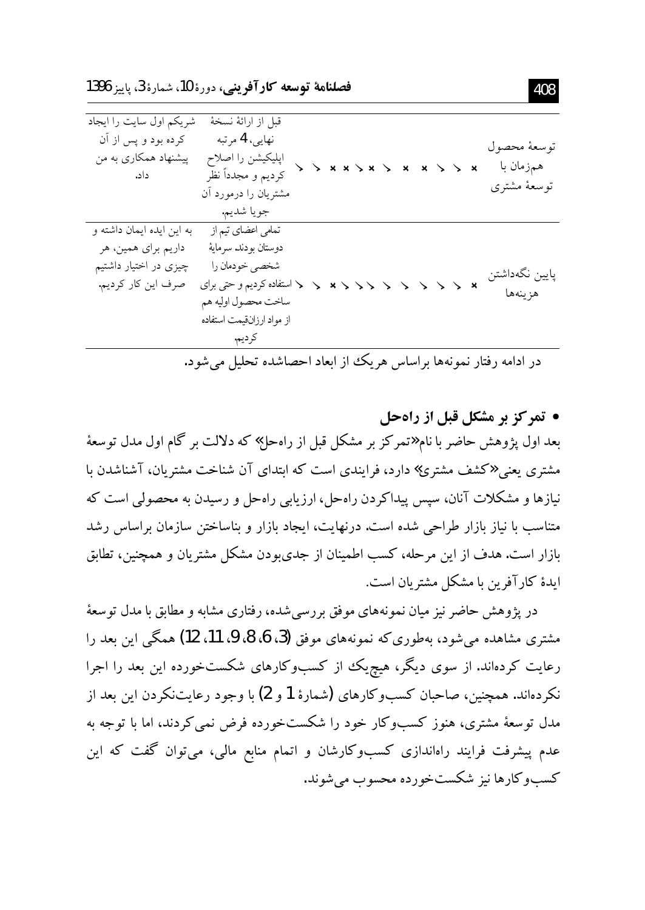| | | | |
|---|---|---|---|
| توسعهٔ محصول همزمان با توسعهٔ مشتری | ✓ ✓ × × ✓ × ✓ × × ✓ ✓ ✓ × | قبل از ارائهٔ نسخهٔ نهایی، 4 مرتبه اپلیکیشن را اصلاح کردیم و مجدداً نظر مشتریان را درمورد آن جویا شدیم. | شریکم اول سایت را ایجاد کرده بود و پس از آن پیشنهاد همکاری به من داد. |
| پایین نگه‌داشتن هزینه‌ها | ✓ ✓ × ✓ ✓ ✓ ✓ ✓ ✓ ✓ ✓ ✓ × | تمامی اعضای تیم از دوستان بودند. سرمایهٔ شخصی خودمان را استفاده کردیم و حتی برای ساخت محصول اولیه هم از مواد ارزان‌قیمت استفاده کردیم. | به این ایده ایمان داشته و داریم برای همین، هر چیزی در اختیار داشتیم صرف این کار کردیم. |

در ادامه رفتار نمونه‌ها براساس هریک از ابعاد احصاشده تحلیل می‌شود.

- **تمرکز بر مشکل قبل از راه‌حل**

بعد اول پژوهش حاضر با نام«تمرکز بر مشکل قبل از راه‌حل» که دلالت بر گام اول مدل توسعهٔ مشتری یعنی«کشف مشتری» دارد، فرایندی است که ابتدای آن شناخت مشتریان، آشناشدن با نیازها و مشکلات آنان، سپس پیداکردن راه‌حل، ارزیابی راه‌حل و رسیدن به محصولی است که متناسب با نیاز بازار طراحی شده است. درنهایت، ایجاد بازار و بناساختن سازمان براساس رشد بازار است. هدف از این مرحله، کسب اطمینان از جدی‌بودن مشکل مشتریان و همچنین، تطابق ایدهٔ کارآفرین با مشکل مشتریان است.

در پژوهش حاضر نیز میان نمونه‌های موفق بررسی‌شده، رفتاری مشابه و مطابق با مدل توسعهٔ مشتری مشاهده می‌شود، به‌طوری‌که نمونه‌های موفق (3، 6، 8، 9، 11، 12) همگی این بعد را رعایت کرده‌اند. از سوی دیگر، هیچ‌یک از کسب‌وکارهای شکست‌خورده این بعد را اجرا نکرده‌اند. همچنین، صاحبان کسب‌وکارهای (شمارهٔ 1 و 2) با وجود رعایت‌نکردن این بعد از مدل توسعهٔ مشتری، هنوز کسب‌وکار خود را شکست‌خورده فرض نمی‌کردند، اما با توجه به عدم پیشرفت فرایند راه‌اندازی کسب‌وکارشان و اتمام منابع مالی، می‌توان گفت که این کسب‌وکارها نیز شکست‌خورده محسوب می‌شوند.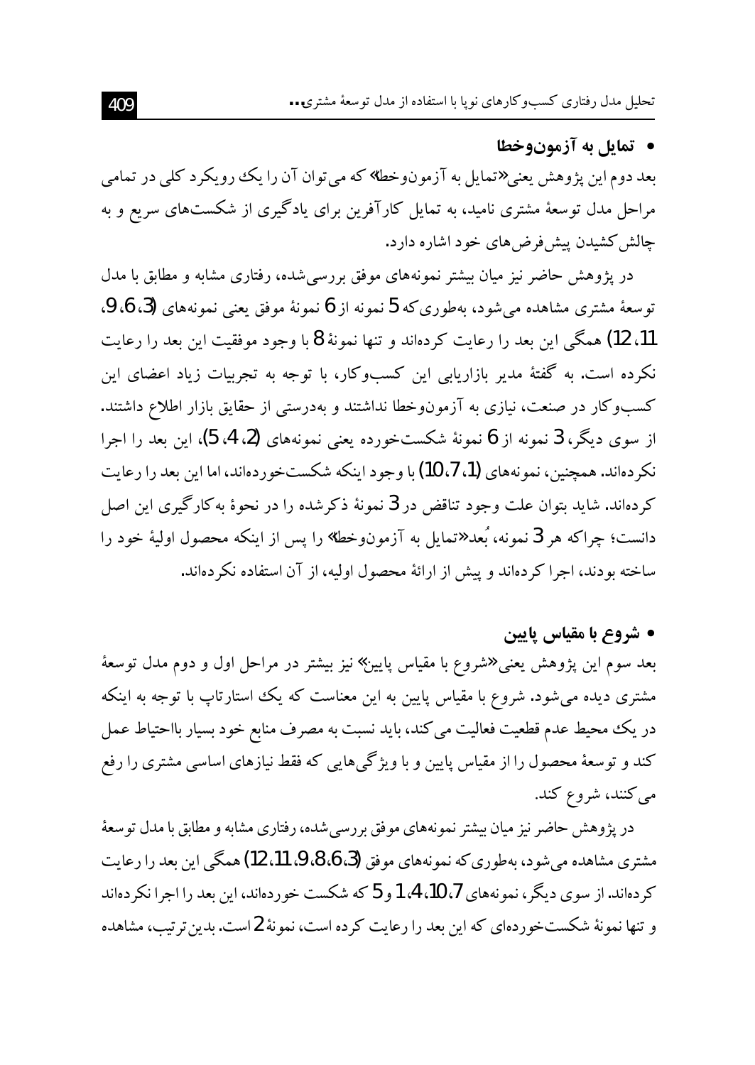- **تمایل به آزمون‌وخطا**

بعد دوم این پژوهش یعنی «تمایل به آزمون‌وخطا» که می‌توان آن را یک رویکرد کلی در تمامی مراحل مدل توسعهٔ مشتری نامید، به تمایل کارآفرین برای یادگیری از شکست‌های سریع و به چالش کشیدن پیش‌فرض‌های خود اشاره دارد.

در پژوهش حاضر نیز میان بیشتر نمونه‌های موفق بررسی‌شده، رفتاری مشابه و مطابق با مدل توسعهٔ مشتری مشاهده می‌شود، به‌طوری‌که 5 نمونه از 6 نمونهٔ موفق یعنی نمونه‌های (3، 6، 9، 11، 12) همگی این بعد را رعایت کرده‌اند و تنها نمونهٔ 8 با وجود موفقیت این بعد را رعایت نکرده است. به گفتهٔ مدیر بازاریابی این کسب‌وکار، با توجه به تجربیات زیاد اعضای این کسب‌وکار در صنعت، نیازی به آزمون‌وخطا نداشتند و به‌درستی از حقایق بازار اطلاع داشتند. از سوی دیگر، 3 نمونه از 6 نمونهٔ شکست‌خورده یعنی نمونه‌های (2، 4، 5)، این بعد را اجرا نکرده‌اند. همچنین، نمونه‌های (1، 7، 10) با وجود اینکه شکست‌خورده‌اند، اما این بعد را رعایت کرده‌اند. شاید بتوان علت وجود تناقض در 3 نمونهٔ ذکرشده را در نحوهٔ به‌کارگیری این اصل دانست؛ چراکه هر 3 نمونه، بُعد «تمایل به آزمون‌وخطا» را پس از اینکه محصول اولیهٔ خود را ساخته بودند، اجرا کرده‌اند و پیش از ارائهٔ محصول اولیه، از آن استفاده نکرده‌اند.

- **شروع با مقیاس پایین**

بعد سوم این پژوهش یعنی «شروع با مقیاس پایین» نیز بیشتر در مراحل اول و دوم مدل توسعهٔ مشتری دیده می‌شود. شروع با مقیاس پایین به این معناست که یک استارتاپ با توجه به اینکه در یک محیط عدم قطعیت فعالیت می‌کند، باید نسبت به مصرف منابع خود بسیار بااحتیاط عمل کند و توسعهٔ محصول را از مقیاس پایین و با ویژگی‌هایی که فقط نیازهای اساسی مشتری را رفع می‌کنند، شروع کند.

در پژوهش حاضر نیز میان بیشتر نمونه‌های موفق بررسی‌شده، رفتاری مشابه و مطابق با مدل توسعهٔ مشتری مشاهده می‌شود، به‌طوری‌که نمونه‌های موفق (3، 6، 8، 9، 11، 12) همگی این بعد را رعایت کرده‌اند. از سوی دیگر، نمونه‌های 7، 10، 4، 1 و 5 که شکست خورده‌اند، این بعد را اجرا نکرده‌اند و تنها نمونهٔ شکست‌خورده‌ای که این بعد را رعایت کرده است، نمونهٔ 2 است. بدین‌ترتیب، مشاهده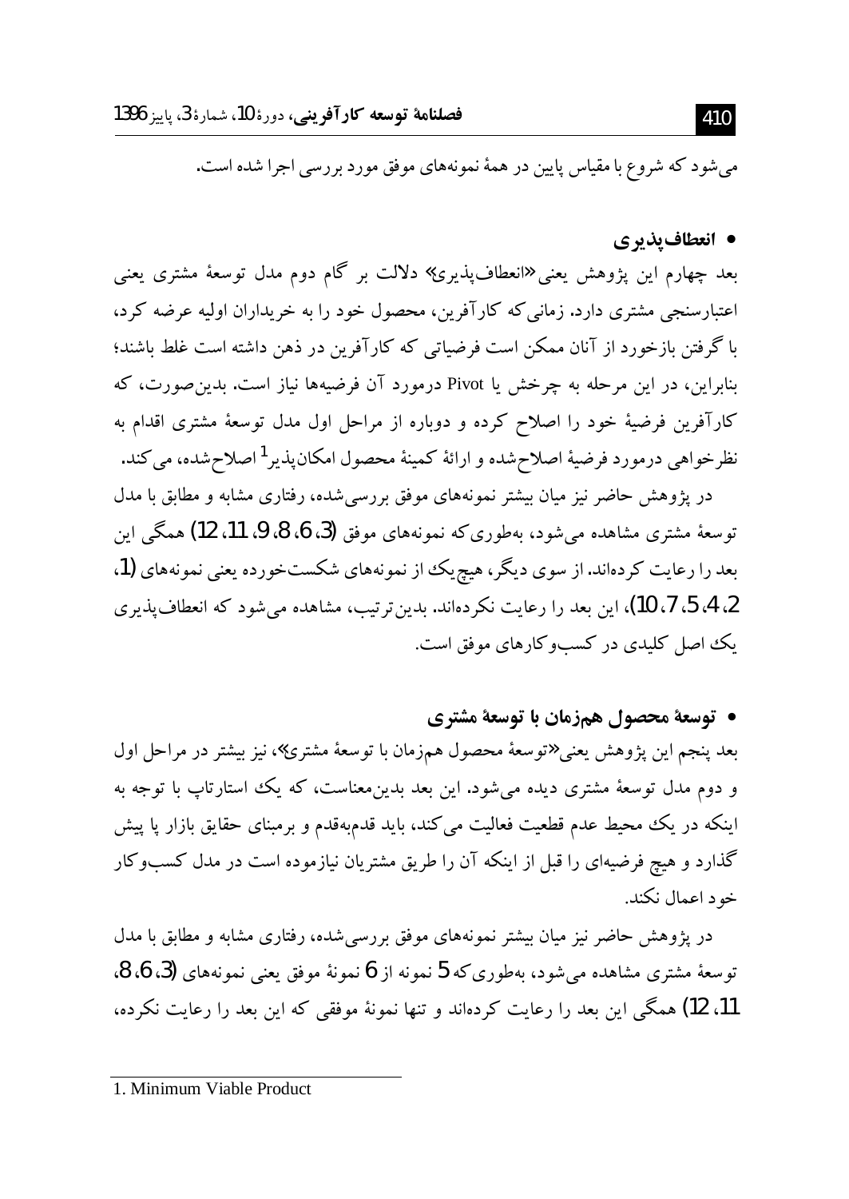می‌شود که شروع با مقیاس پایین در همهٔ نمونه‌های موفق مورد بررسی اجرا شده است.

- **انعطاف‌پذیری**

بعد چهارم این پژوهش یعنی «انعطاف‌پذیری» دلالت بر گام دوم مدل توسعهٔ مشتری یعنی اعتبارسنجی مشتری دارد. زمانی‌که کارآفرین، محصول خود را به خریداران اولیه عرضه کرد، با گرفتن بازخورد از آنان ممکن است فرضیاتی که کارآفرین در ذهن داشته است غلط باشند؛ بنابراین، در این مرحله به چرخش یا Pivot درمورد آن فرضیه‌ها نیاز است. بدین‌صورت، که کارآفرین فرضیهٔ خود را اصلاح کرده و دوباره از مراحل اول مدل توسعهٔ مشتری اقدام به نظرخواهی درمورد فرضیهٔ اصلاح‌شده و ارائهٔ کمینهٔ محصول امکان‌پذیر[1] اصلاح‌شده، می‌کند.

در پژوهش حاضر نیز میان بیشتر نمونه‌های موفق بررسی‌شده، رفتاری مشابه و مطابق با مدل توسعهٔ مشتری مشاهده می‌شود، به‌طوری‌که نمونه‌های موفق (3، 6، 8، 9، 11، 12) همگی این بعد را رعایت کرده‌اند. از سوی دیگر، هیچ‌یک از نمونه‌های شکست‌خورده یعنی نمونه‌های (1، 2، 4، 5، 7، 10)، این بعد را رعایت نکرده‌اند. بدین‌ترتیب، مشاهده می‌شود که انعطاف‌پذیری یک اصل کلیدی در کسب‌وکارهای موفق است.

- **توسعهٔ محصول هم‌زمان با توسعهٔ مشتری**

بعد پنجم این پژوهش یعنی «توسعهٔ محصول هم‌زمان با توسعهٔ مشتری»، نیز بیشتر در مراحل اول و دوم مدل توسعهٔ مشتری دیده می‌شود. این بعد بدین‌معناست، که یک استارتاپ با توجه به اینکه در یک محیط عدم قطعیت فعالیت می‌کند، باید قدم‌به‌قدم و برمبنای حقایق بازار پا پیش گذارد و هیچ فرضیه‌ای را قبل از اینکه آن را طریق مشتریان نیازموده است در مدل کسب‌وکار خود اعمال نکند.

در پژوهش حاضر نیز میان بیشتر نمونه‌های موفق بررسی‌شده، رفتاری مشابه و مطابق با مدل توسعهٔ مشتری مشاهده می‌شود، به‌طوری‌که 5 نمونه از 6 نمونهٔ موفق یعنی نمونه‌های (3، 6، 8، 11، 12) همگی این بعد را رعایت کرده‌اند و تنها نمونهٔ موفقی که این بعد را رعایت نکرده،

---

1. Minimum Viable Product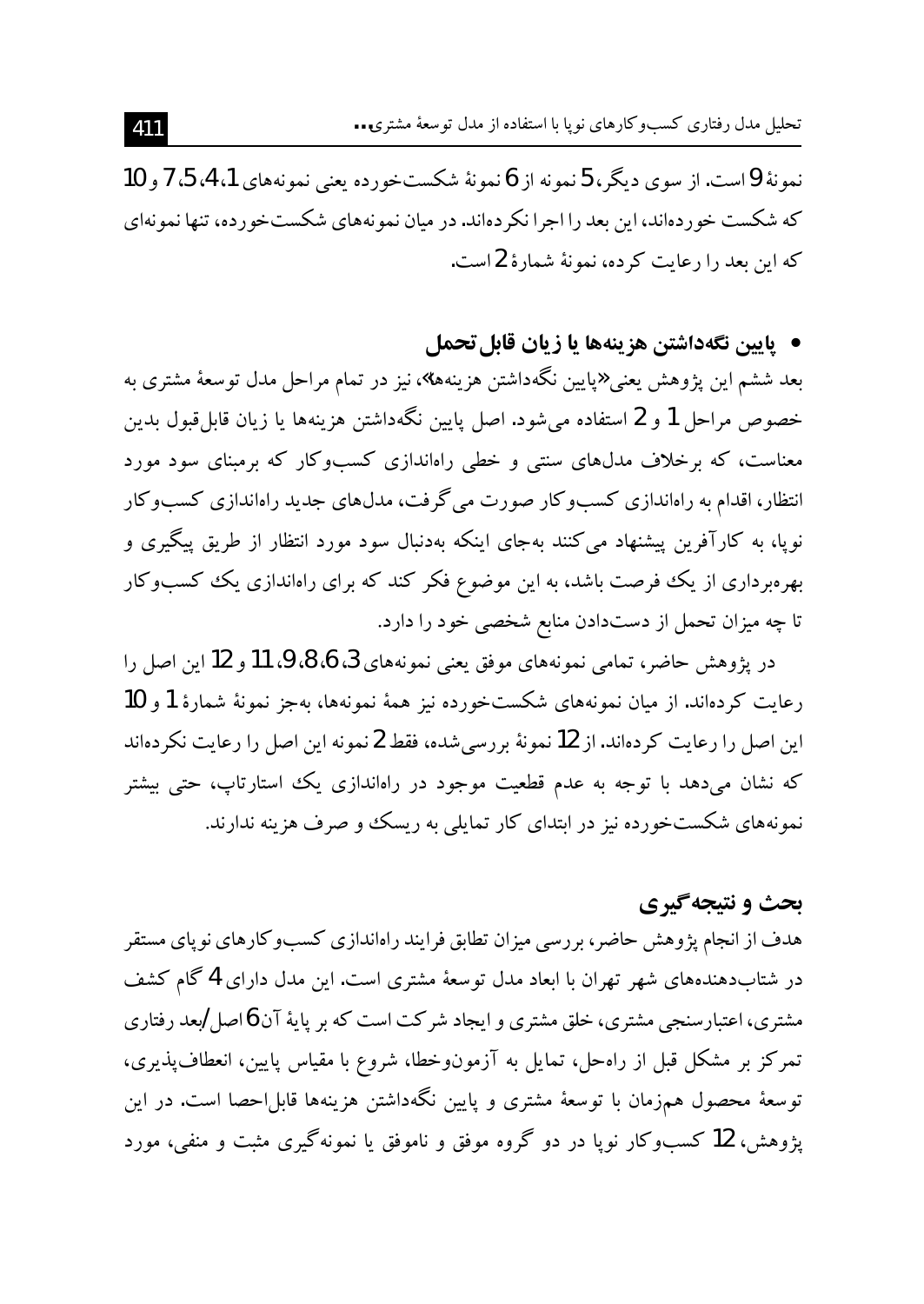نمونهٔ 9 است. از سوی دیگر، 5 نمونه از 6 نمونهٔ شکست‌خورده یعنی نمونه‌های 1، 4، 5، 7 و 10 که شکست خورده‌اند، این بعد را اجرا نکرده‌اند. در میان نمونه‌های شکست‌خورده، تنها نمونه‌ای که این بعد را رعایت کرده، نمونهٔ شمارهٔ 2 است.

- **پایین نگه‌داشتن هزینه‌ها یا زیان قابل‌تحمل**

بعد ششم این پژوهش یعنی «پایین نگه‌داشتن هزینه‌ها»، نیز در تمام مراحل مدل توسعهٔ مشتری به خصوص مراحل 1 و 2 استفاده می‌شود. اصل پایین نگه‌داشتن هزینه‌ها یا زیان قابل‌قبول بدین معناست، که برخلاف مدل‌های سنتی و خطی راه‌اندازی کسب‌وکار که برمبنای سود مورد انتظار، اقدام به راه‌اندازی کسب‌وکار صورت می‌گرفت، مدل‌های جدید راه‌اندازی کسب‌وکار نوپا، به کارآفرین پیشنهاد می‌کنند به‌جای اینکه به‌دنبال سود مورد انتظار از طریق پیگیری و بهره‌برداری از یک فرصت باشد، به این موضوع فکر کند که برای راه‌اندازی یک کسب‌وکار تا چه میزان تحمل از دست‌دادن منابع شخصی خود را دارد.

در پژوهش حاضر، تمامی نمونه‌های موفق یعنی نمونه‌های 3، 6، 8، 9، 11 و 12 این اصل را رعایت کرده‌اند. از میان نمونه‌های شکست‌خورده نیز همهٔ نمونه‌ها، به‌جز نمونهٔ شمارهٔ 1 و 10 این اصل را رعایت کرده‌اند. از 12 نمونهٔ بررسی‌شده، فقط 2 نمونه این اصل را رعایت نکرده‌اند که نشان می‌دهد با توجه به عدم قطعیت موجود در راه‌اندازی یک استارتاپ، حتی بیشتر نمونه‌های شکست‌خورده نیز در ابتدای کار تمایلی به ریسک و صرف هزینه ندارند.

## بحث و نتیجه‌گیری

هدف از انجام پژوهش حاضر، بررسی میزان تطابق فرایند راه‌اندازی کسب‌وکارهای نوپای مستقر در شتاب‌دهنده‌های شهر تهران با ابعاد مدل توسعهٔ مشتری است. این مدل دارای 4 گام کشف مشتری، اعتبارسنجی مشتری، خلق مشتری و ایجاد شرکت است که بر پایهٔ آن 6 اصل/بعد رفتاری تمرکز بر مشکل قبل از راه‌حل، تمایل به آزمون‌وخطا، شروع با مقیاس پایین، انعطاف‌پذیری، توسعهٔ محصول هم‌زمان با توسعهٔ مشتری و پایین نگه‌داشتن هزینه‌ها قابل‌احصا است. در این پژوهش، 12 کسب‌وکار نوپا در دو گروه موفق و ناموفق یا نمونه‌گیری مثبت و منفی، مورد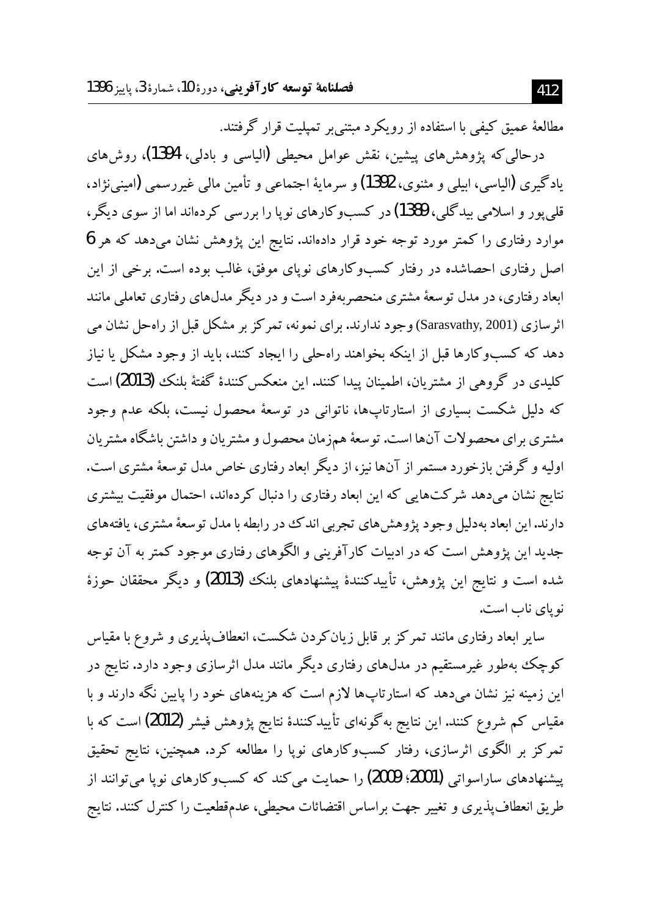مطالعهٔ عمیق کیفی با استفاده از رویکرد مبتنی‌بر تمپلیت قرار گرفتند.

درحالی‌که پژوهش‌های پیشین، نقش عوامل محیطی (الیاسی و بادلی، 1394)، روش‌های یادگیری (الیاسی، ابیلی و مثنوی، 1392) و سرمایهٔ اجتماعی و تأمین مالی غیررسمی (امینی‌نژاد، قلی‌پور و اسلامی بیدگلی، 1389) در کسب‌وکارهای نوپا را بررسی کرده‌اند اما از سوی دیگر، موارد رفتاری را کمتر مورد توجه خود قرار داده‌اند. نتایج این پژوهش نشان می‌دهد که هر 6 اصل رفتاری احصاشده در رفتار کسب‌وکارهای نوپای موفق، غالب بوده است. برخی از این ابعاد رفتاری، در مدل توسعهٔ مشتری منحصربه‌فرد است و در دیگر مدل‌های رفتاری تعاملی مانند اثرسازی (Sarasvathy, 2001) وجود ندارند. برای نمونه، تمرکز بر مشکل قبل از راه‌حل نشان می دهد که کسب‌وکارها قبل از اینکه بخواهند راه‌حلی را ایجاد کنند، باید از وجود مشکل یا نیاز کلیدی در گروهی از مشتریان، اطمینان پیدا کنند. این منعکس‌کنندهٔ گفتهٔ بلنک (2013) است که دلیل شکست بسیاری از استارتاپ‌ها، ناتوانی در توسعهٔ محصول نیست، بلکه عدم وجود مشتری برای محصولات آن‌ها است. توسعهٔ هم‌زمان محصول و مشتریان و داشتن باشگاه مشتریان اولیه و گرفتن بازخورد مستمر از آن‌ها نیز، از دیگر ابعاد رفتاری خاص مدل توسعهٔ مشتری است. نتایج نشان می‌دهد شرکت‌هایی که این ابعاد رفتاری را دنبال کرده‌اند، احتمال موفقیت بیشتری دارند. این ابعاد به‌دلیل وجود پژوهش‌های تجربی اندک در رابطه با مدل توسعهٔ مشتری، یافته‌های جدید این پژوهش است که در ادبیات کارآفرینی و الگوهای رفتاری موجود کمتر به آن توجه شده است و نتایج این پژوهش، تأییدکنندهٔ پیشنهادهای بلنک (2013) و دیگر محققان حوزهٔ نوپای ناب است.

سایر ابعاد رفتاری مانند تمرکز بر قابل زیان‌کردن شکست، انعطاف‌پذیری و شروع با مقیاس کوچک به‌طور غیرمستقیم در مدل‌های رفتاری دیگر مانند مدل اثرسازی وجود دارد. نتایج در این زمینه نیز نشان می‌دهد که استارتاپ‌ها لازم است که هزینه‌های خود را پایین نگه دارند و با مقیاس کم شروع کنند. این نتایج به‌گونه‌ای تأییدکنندهٔ نتایج پژوهش فیشر (2012) است که با تمرکز بر الگوی اثرسازی، رفتار کسب‌وکارهای نوپا را مطالعه کرد. همچنین، نتایج تحقیق پیشنهادهای ساراسواتی (2001؛ 2009) را حمایت می‌کند که کسب‌وکارهای نوپا می‌توانند از طریق انعطاف‌پذیری و تغییر جهت براساس اقتضائات محیطی، عدم‌قطعیت را کنترل کنند. نتایج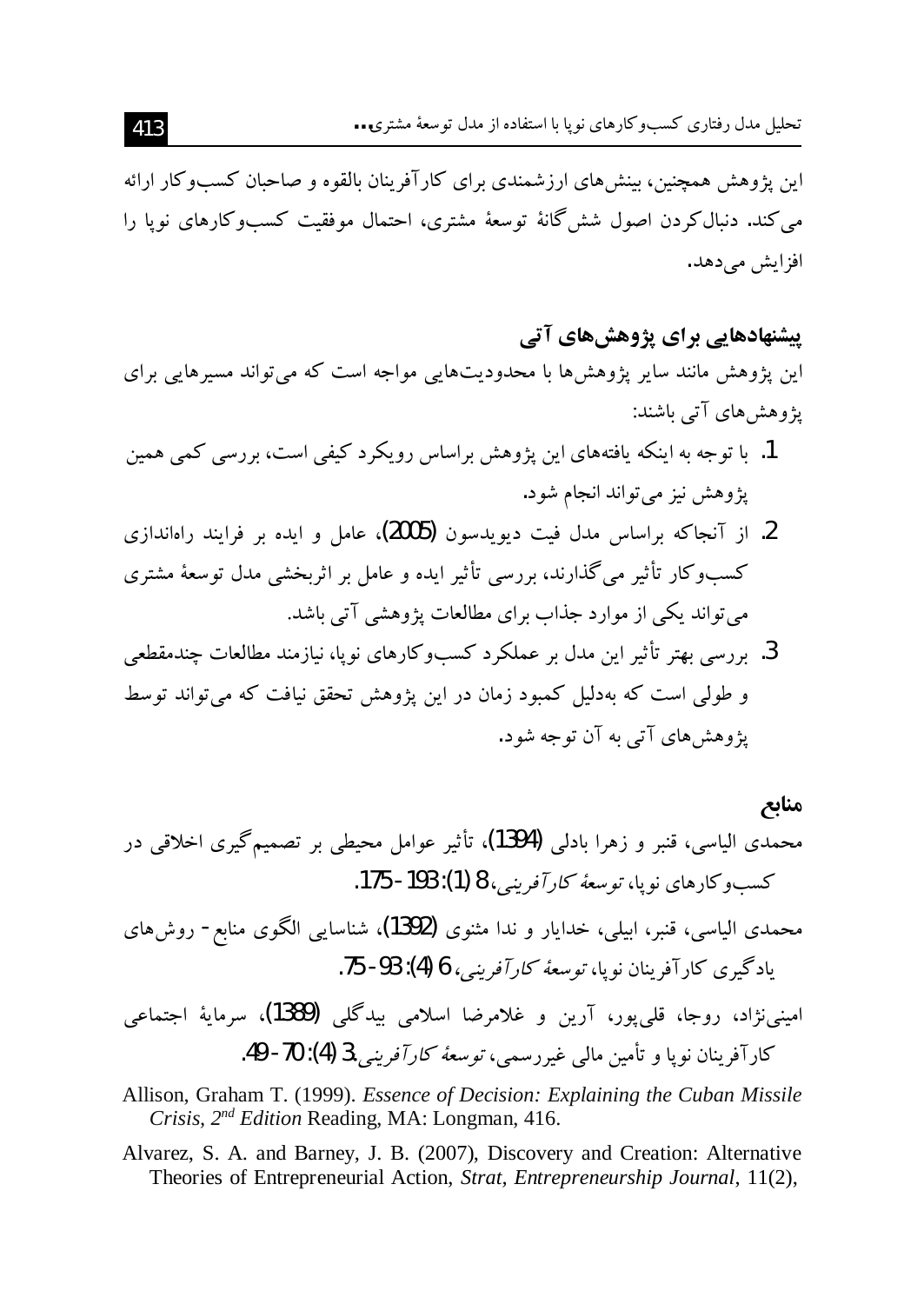این پژوهش همچنین، بینش‌های ارزشمندی برای کارآفرینان بالقوه و صاحبان کسب‌وکار ارائه می‌کند. دنبال‌کردن اصول شش‌گانهٔ توسعهٔ مشتری، احتمال موفقیت کسب‌وکارهای نوپا را افزایش می‌دهد.

## پیشنهادهایی برای پژوهش‌های آتی

این پژوهش مانند سایر پژوهش‌ها با محدودیت‌هایی مواجه است که می‌تواند مسیرهایی برای پژوهش‌های آتی باشند:

1. با توجه به اینکه یافته‌های این پژوهش براساس رویکرد کیفی است، بررسی کمی همین پژوهش نیز می‌تواند انجام شود.
2. از آنجاکه براساس مدل فیت دیویدسون (2005)، عامل و ایده بر فرایند راه‌اندازی کسب‌وکار تأثیر می‌گذارند، بررسی تأثیر ایده و عامل بر اثربخشی مدل توسعهٔ مشتری می‌تواند یکی از موارد جذاب برای مطالعات پژوهشی آتی باشد.
3. بررسی بهتر تأثیر این مدل بر عملکرد کسب‌وکارهای نوپا، نیازمند مطالعات چندمقطعی و طولی است که به‌دلیل کمبود زمان در این پژوهش تحقق نیافت که می‌تواند توسط پژوهش‌های آتی به آن توجه شود.

## منابع

محمدی الیاسی، قنبر و زهرا بادلی (1394)، تأثیر عوامل محیطی بر تصمیم‌گیری اخلاقی در کسب‌وکارهای نوپا، *توسعهٔ کارآفرینی*، 8 (1): 193-175.

محمدی الیاسی، قنبر، ابیلی، خدایار و ندا مثنوی (1392)، شناسایی الگوی منابع- روش‌های یادگیری کارآفرینان نوپا، *توسعهٔ کارآفرینی*، 6 (4): 93-75.

امینی‌نژاد، روجا، قلی‌پور، آرین و غلامرضا اسلامی بیدگلی (1389)، سرمایهٔ اجتماعی کارآفرینان نوپا و تأمین مالی غیررسمی، *توسعهٔ کارآفرینی*، 3 (4): 70-49.

Allison, Graham T. (1999). *Essence of Decision: Explaining the Cuban Missile Crisis, 2nd Edition* Reading, MA: Longman, 416.

Alvarez, S. A. and Barney, J. B. (2007), Discovery and Creation: Alternative Theories of Entrepreneurial Action, *Strat, Entrepreneurship Journal*, 11(2),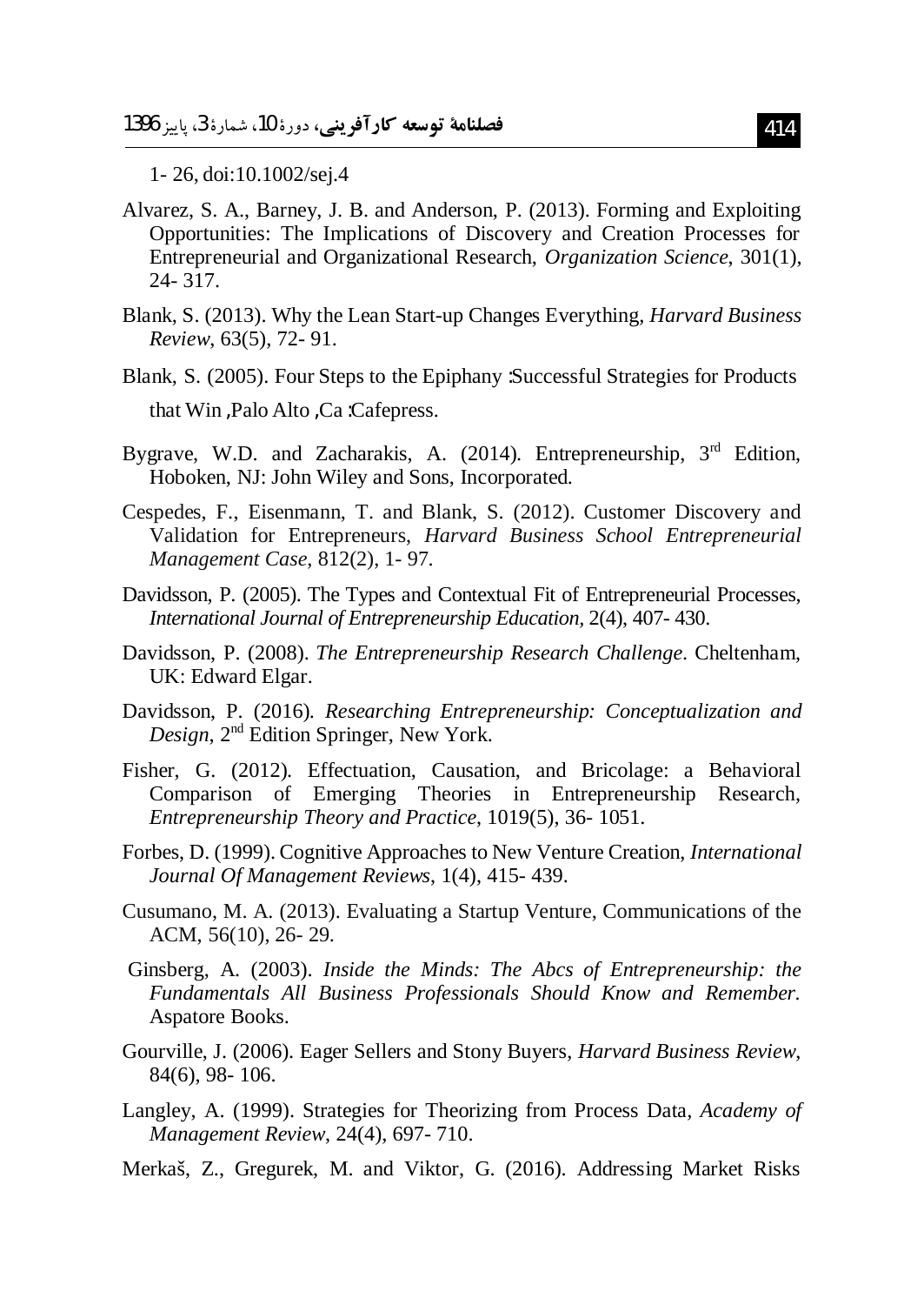1- 26, doi:10.1002/sej.4

Alvarez, S. A., Barney, J. B. and Anderson, P. (2013). Forming and Exploiting Opportunities: The Implications of Discovery and Creation Processes for Entrepreneurial and Organizational Research, *Organization Science*, 301(1), 24- 317.

Blank, S. (2013). Why the Lean Start-up Changes Everything, *Harvard Business Review*, 63(5), 72- 91.

Blank, S. (2005). Four Steps to the Epiphany :Successful Strategies for Products that Win ,Palo Alto ,Ca :Cafepress.

Bygrave, W.D. and Zacharakis, A. (2014). Entrepreneurship, 3rd Edition, Hoboken, NJ: John Wiley and Sons, Incorporated.

Cespedes, F., Eisenmann, T. and Blank, S. (2012). Customer Discovery and Validation for Entrepreneurs, *Harvard Business School Entrepreneurial Management Case*, 812(2), 1- 97.

Davidsson, P. (2005). The Types and Contextual Fit of Entrepreneurial Processes, *International Journal of Entrepreneurship Education*, 2(4), 407- 430.

Davidsson, P. (2008). *The Entrepreneurship Research Challenge*. Cheltenham, UK: Edward Elgar.

Davidsson, P. (2016). *Researching Entrepreneurship: Conceptualization and Design*, 2nd Edition Springer, New York.

Fisher, G. (2012). Effectuation, Causation, and Bricolage: a Behavioral Comparison of Emerging Theories in Entrepreneurship Research, *Entrepreneurship Theory and Practice*, 1019(5), 36- 1051.

Forbes, D. (1999). Cognitive Approaches to New Venture Creation, *International Journal Of Management Reviews*, 1(4), 415- 439.

Cusumano, M. A. (2013). Evaluating a Startup Venture, Communications of the ACM, 56(10), 26- 29.

Ginsberg, A. (2003). *Inside the Minds: The Abcs of Entrepreneurship: the Fundamentals All Business Professionals Should Know and Remember.* Aspatore Books.

Gourville, J. (2006). Eager Sellers and Stony Buyers, *Harvard Business Review*, 84(6), 98- 106.

Langley, A. (1999). Strategies for Theorizing from Process Data, *Academy of Management Review*, 24(4), 697- 710.

Merkaš, Z., Gregurek, M. and Viktor, G. (2016). Addressing Market Risks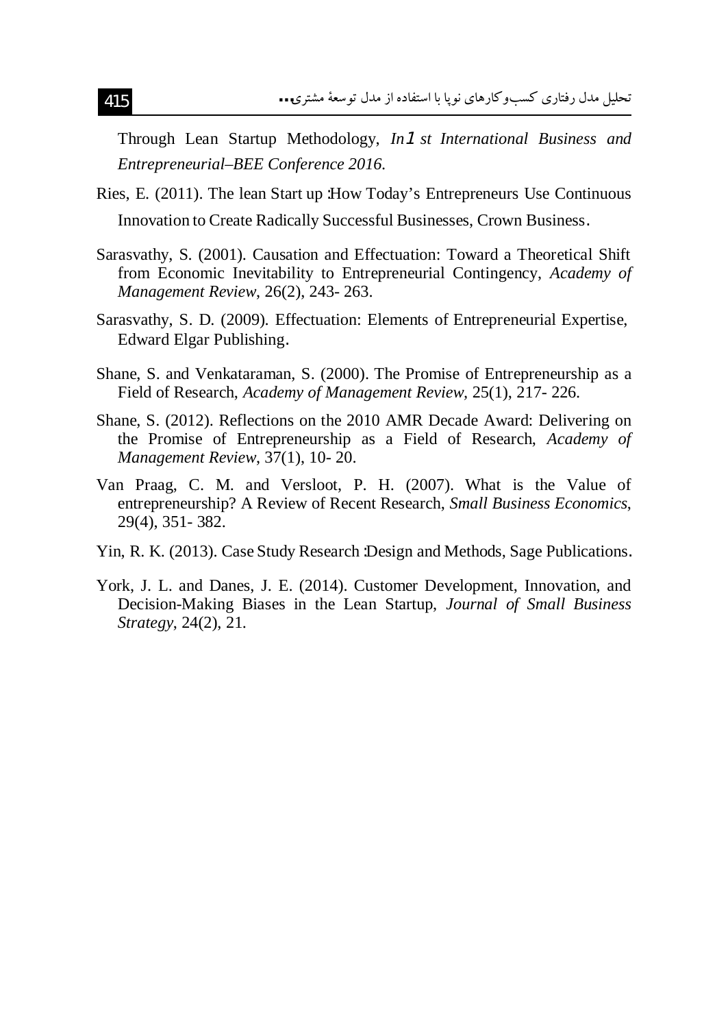Through Lean Startup Methodology, *In 1 st International Business and Entrepreneurial–BEE Conference 2016*.

Ries, E. (2011). The lean Start up :How Today's Entrepreneurs Use Continuous Innovation to Create Radically Successful Businesses, Crown Business.

Sarasvathy, S. (2001). Causation and Effectuation: Toward a Theoretical Shift from Economic Inevitability to Entrepreneurial Contingency, *Academy of Management Review*, 26(2), 243- 263.

Sarasvathy, S. D. (2009). Effectuation: Elements of Entrepreneurial Expertise, Edward Elgar Publishing.

Shane, S. and Venkataraman, S. (2000). The Promise of Entrepreneurship as a Field of Research, *Academy of Management Review*, 25(1), 217- 226.

Shane, S. (2012). Reflections on the 2010 AMR Decade Award: Delivering on the Promise of Entrepreneurship as a Field of Research, *Academy of Management Review*, 37(1), 10- 20.

Van Praag, C. M. and Versloot, P. H. (2007). What is the Value of entrepreneurship? A Review of Recent Research, *Small Business Economics*, 29(4), 351- 382.

Yin, R. K. (2013). Case Study Research :Design and Methods, Sage Publications.

York, J. L. and Danes, J. E. (2014). Customer Development, Innovation, and Decision-Making Biases in the Lean Startup, *Journal of Small Business Strategy*, 24(2), 21.